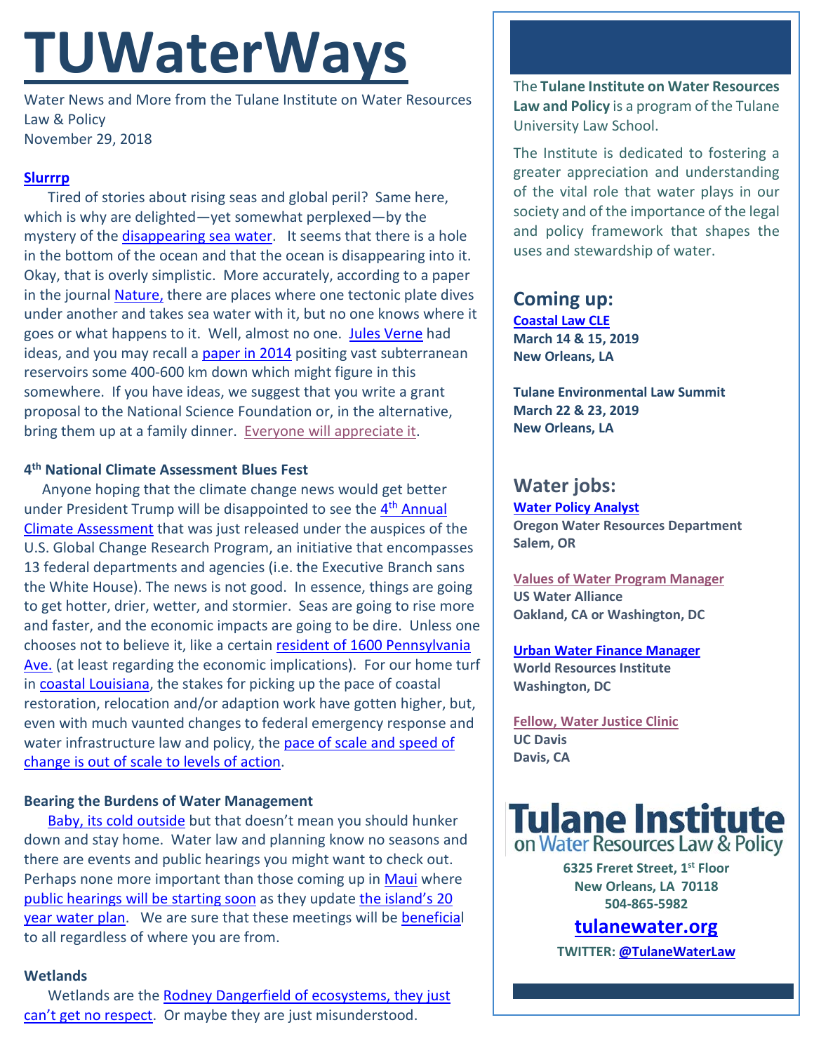# TUWaterWays

Water News and More from the Tulane Institute on Water Resources Law & Policy
November 29, 2018

**Slurrrp**

Tired of stories about rising seas and global peril? Same here, which is why are delighted—yet somewhat perplexed—by the mystery of the disappearing sea water. It seems that there is a hole in the bottom of the ocean and that the ocean is disappearing into it. Okay, that is overly simplistic. More accurately, according to a paper in the journal Nature, there are places where one tectonic plate dives under another and takes sea water with it, but no one knows where it goes or what happens to it. Well, almost no one. Jules Verne had ideas, and you may recall a paper in 2014 positing vast subterranean reservoirs some 400-600 km down which might figure in this somewhere. If you have ideas, we suggest that you write a grant proposal to the National Science Foundation or, in the alternative, bring them up at a family dinner. Everyone will appreciate it.

**4th National Climate Assessment Blues Fest**

Anyone hoping that the climate change news would get better under President Trump will be disappointed to see the 4th Annual Climate Assessment that was just released under the auspices of the U.S. Global Change Research Program, an initiative that encompasses 13 federal departments and agencies (i.e. the Executive Branch sans the White House). The news is not good. In essence, things are going to get hotter, drier, wetter, and stormier. Seas are going to rise more and faster, and the economic impacts are going to be dire. Unless one chooses not to believe it, like a certain resident of 1600 Pennsylvania Ave. (at least regarding the economic implications). For our home turf in coastal Louisiana, the stakes for picking up the pace of coastal restoration, relocation and/or adaption work have gotten higher, but, even with much vaunted changes to federal emergency response and water infrastructure law and policy, the pace of scale and speed of change is out of scale to levels of action.

**Bearing the Burdens of Water Management**

Baby, its cold outside but that doesn't mean you should hunker down and stay home. Water law and planning know no seasons and there are events and public hearings you might want to check out. Perhaps none more important than those coming up in Maui where public hearings will be starting soon as they update the island's 20 year water plan. We are sure that these meetings will be beneficial to all regardless of where you are from.

**Wetlands**

Wetlands are the Rodney Dangerfield of ecosystems, they just can't get no respect. Or maybe they are just misunderstood.

The **Tulane Institute on Water Resources Law and Policy** is a program of the Tulane University Law School.

The Institute is dedicated to fostering a greater appreciation and understanding of the vital role that water plays in our society and of the importance of the legal and policy framework that shapes the uses and stewardship of water.

## Coming up:

**Coastal Law CLE**
**March 14 & 15, 2019**
**New Orleans, LA**

**Tulane Environmental Law Summit**
**March 22 & 23, 2019**
**New Orleans, LA**

## Water jobs:

**Water Policy Analyst**
**Oregon Water Resources Department**
**Salem, OR**

**Values of Water Program Manager**
**US Water Alliance**
**Oakland, CA or Washington, DC**

**Urban Water Finance Manager**
**World Resources Institute**
**Washington, DC**

**Fellow, Water Justice Clinic**
**UC Davis**
**Davis, CA**

**Tulane Institute on Water Resources Law & Policy**

**6325 Freret Street, 1st Floor**
**New Orleans, LA 70118**
**504-865-5982**

**tulanewater.org**

**TWITTER: @TulaneWaterLaw**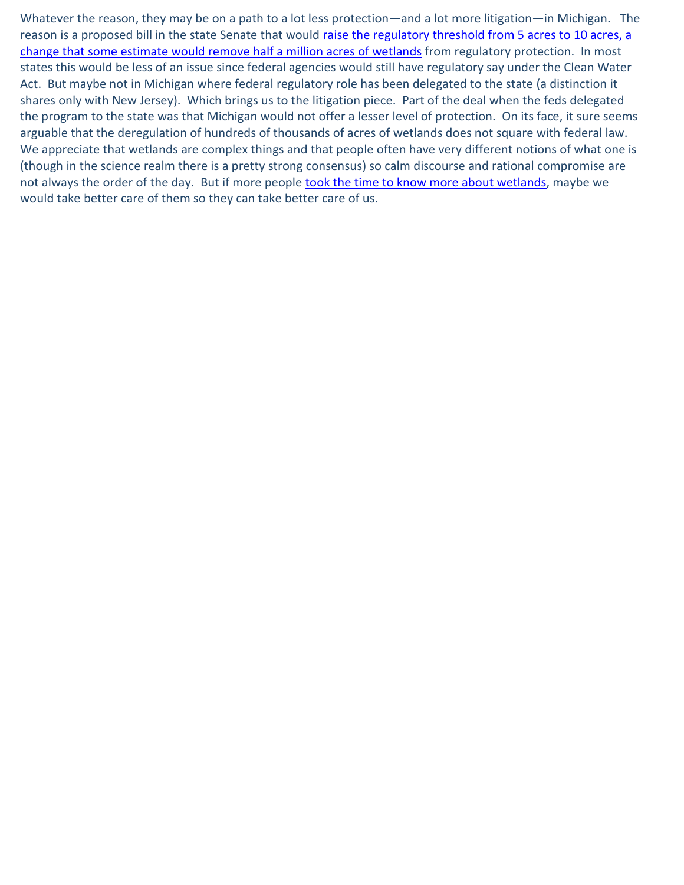Whatever the reason, they may be on a path to a lot less protection—and a lot more litigation—in Michigan. The reason is a proposed bill in the state Senate that would raise the regulatory threshold from 5 acres to 10 acres, a change that some estimate would remove half a million acres of wetlands from regulatory protection. In most states this would be less of an issue since federal agencies would still have regulatory say under the Clean Water Act. But maybe not in Michigan where federal regulatory role has been delegated to the state (a distinction it shares only with New Jersey). Which brings us to the litigation piece. Part of the deal when the feds delegated the program to the state was that Michigan would not offer a lesser level of protection. On its face, it sure seems arguable that the deregulation of hundreds of thousands of acres of wetlands does not square with federal law. We appreciate that wetlands are complex things and that people often have very different notions of what one is (though in the science realm there is a pretty strong consensus) so calm discourse and rational compromise are not always the order of the day. But if more people took the time to know more about wetlands, maybe we would take better care of them so they can take better care of us.